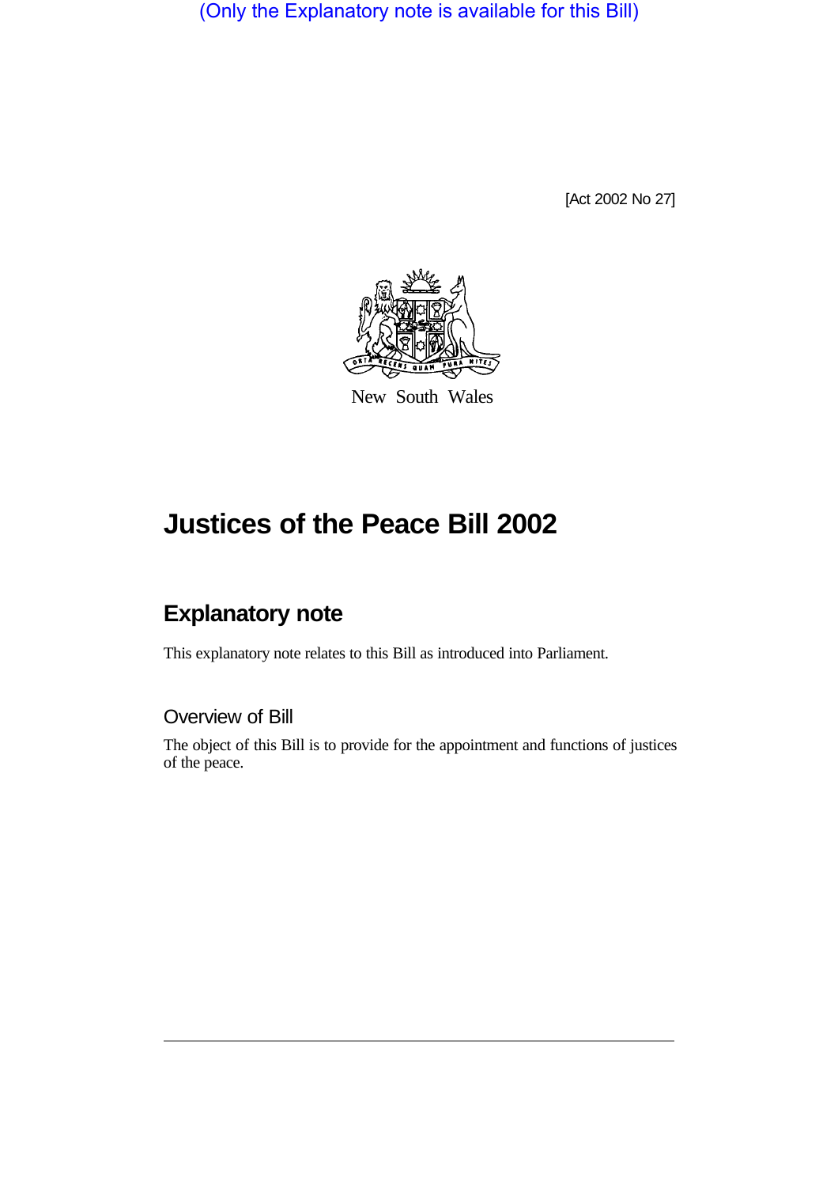(Only the Explanatory note is available for this Bill)

[Act 2002 No 27]

New South Wales

# Justices of the Peace Bill 2002

## Explanatory note

This explanatory note relates to this Bill as introduced into Parliament.

### Overview of Bill

The object of this Bill is to provide for the appointment and functions of justices of the peace.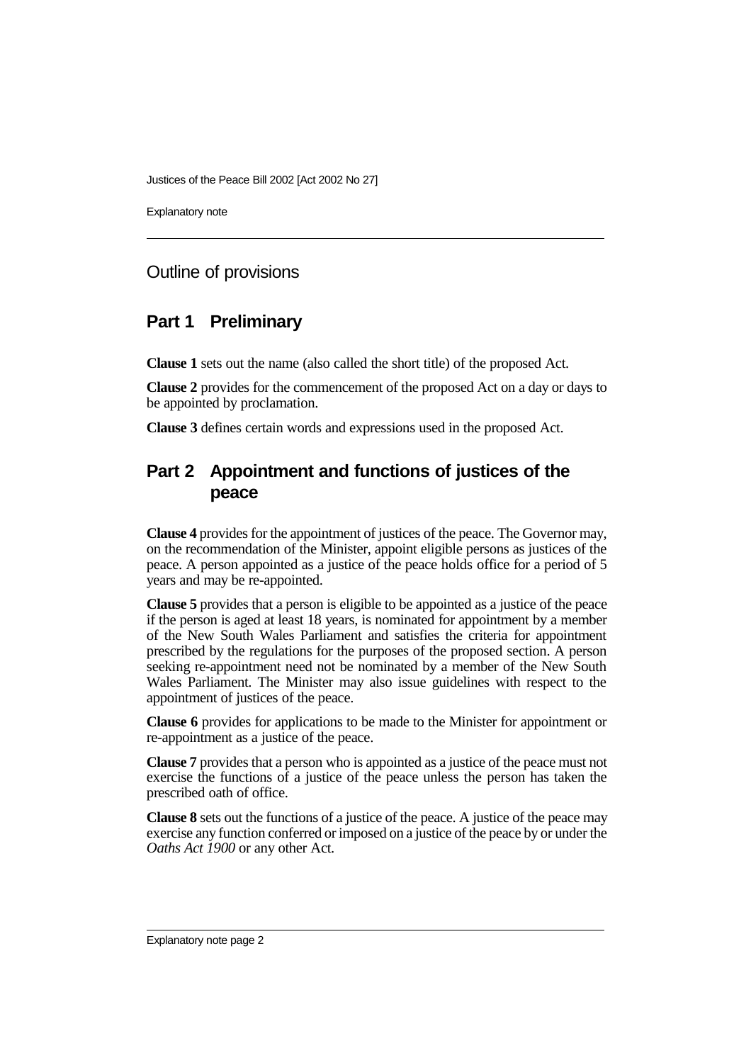## Outline of provisions

## Part 1 Preliminary

**Clause 1** sets out the name (also called the short title) of the proposed Act.

**Clause 2** provides for the commencement of the proposed Act on a day or days to be appointed by proclamation.

**Clause 3** defines certain words and expressions used in the proposed Act.

## Part 2 Appointment and functions of justices of the peace

**Clause 4** provides for the appointment of justices of the peace. The Governor may, on the recommendation of the Minister, appoint eligible persons as justices of the peace. A person appointed as a justice of the peace holds office for a period of 5 years and may be re-appointed.

**Clause 5** provides that a person is eligible to be appointed as a justice of the peace if the person is aged at least 18 years, is nominated for appointment by a member of the New South Wales Parliament and satisfies the criteria for appointment prescribed by the regulations for the purposes of the proposed section. A person seeking re-appointment need not be nominated by a member of the New South Wales Parliament. The Minister may also issue guidelines with respect to the appointment of justices of the peace.

**Clause 6** provides for applications to be made to the Minister for appointment or re-appointment as a justice of the peace.

**Clause 7** provides that a person who is appointed as a justice of the peace must not exercise the functions of a justice of the peace unless the person has taken the prescribed oath of office.

**Clause 8** sets out the functions of a justice of the peace. A justice of the peace may exercise any function conferred or imposed on a justice of the peace by or under the *Oaths Act 1900* or any other Act.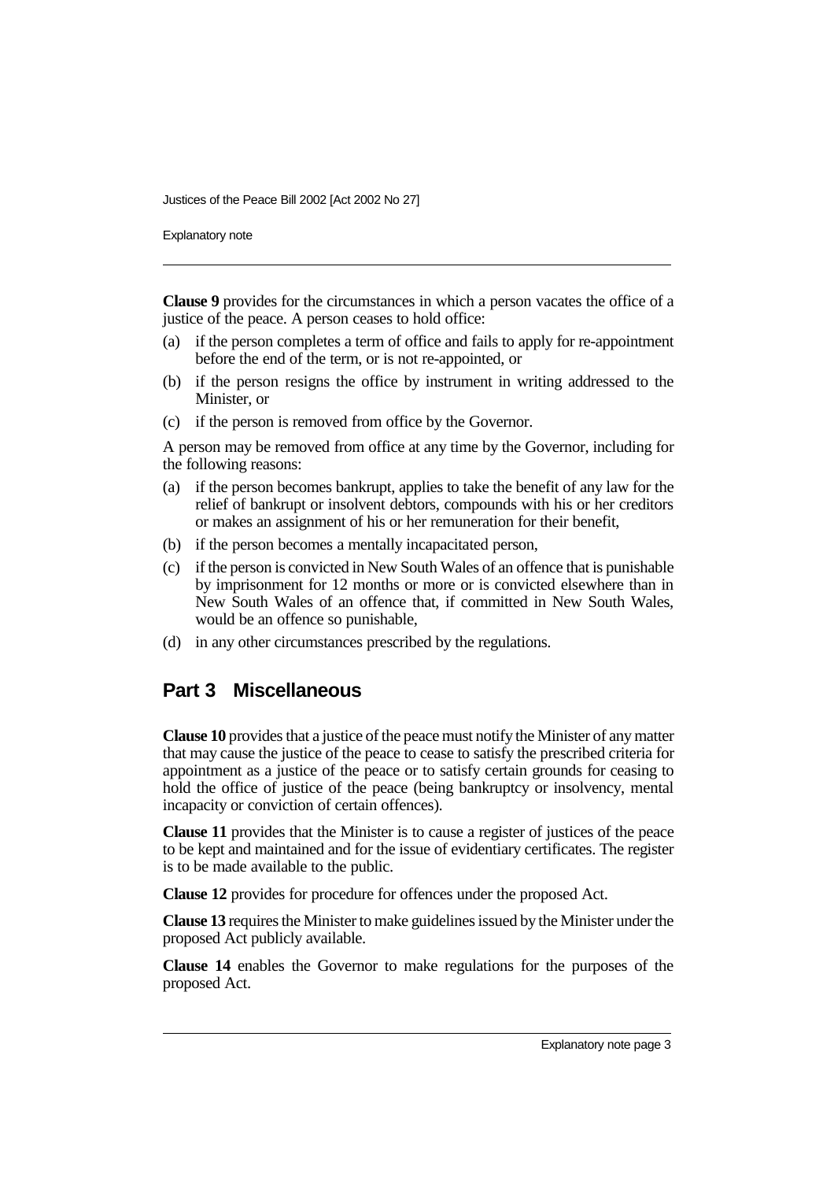**Clause 9** provides for the circumstances in which a person vacates the office of a justice of the peace. A person ceases to hold office:

(a) if the person completes a term of office and fails to apply for re-appointment before the end of the term, or is not re-appointed, or

(b) if the person resigns the office by instrument in writing addressed to the Minister, or

(c) if the person is removed from office by the Governor.

A person may be removed from office at any time by the Governor, including for the following reasons:

(a) if the person becomes bankrupt, applies to take the benefit of any law for the relief of bankrupt or insolvent debtors, compounds with his or her creditors or makes an assignment of his or her remuneration for their benefit,

(b) if the person becomes a mentally incapacitated person,

(c) if the person is convicted in New South Wales of an offence that is punishable by imprisonment for 12 months or more or is convicted elsewhere than in New South Wales of an offence that, if committed in New South Wales, would be an offence so punishable,

(d) in any other circumstances prescribed by the regulations.

## Part 3 Miscellaneous

**Clause 10** provides that a justice of the peace must notify the Minister of any matter that may cause the justice of the peace to cease to satisfy the prescribed criteria for appointment as a justice of the peace or to satisfy certain grounds for ceasing to hold the office of justice of the peace (being bankruptcy or insolvency, mental incapacity or conviction of certain offences).

**Clause 11** provides that the Minister is to cause a register of justices of the peace to be kept and maintained and for the issue of evidentiary certificates. The register is to be made available to the public.

**Clause 12** provides for procedure for offences under the proposed Act.

**Clause 13** requires the Minister to make guidelines issued by the Minister under the proposed Act publicly available.

**Clause 14** enables the Governor to make regulations for the purposes of the proposed Act.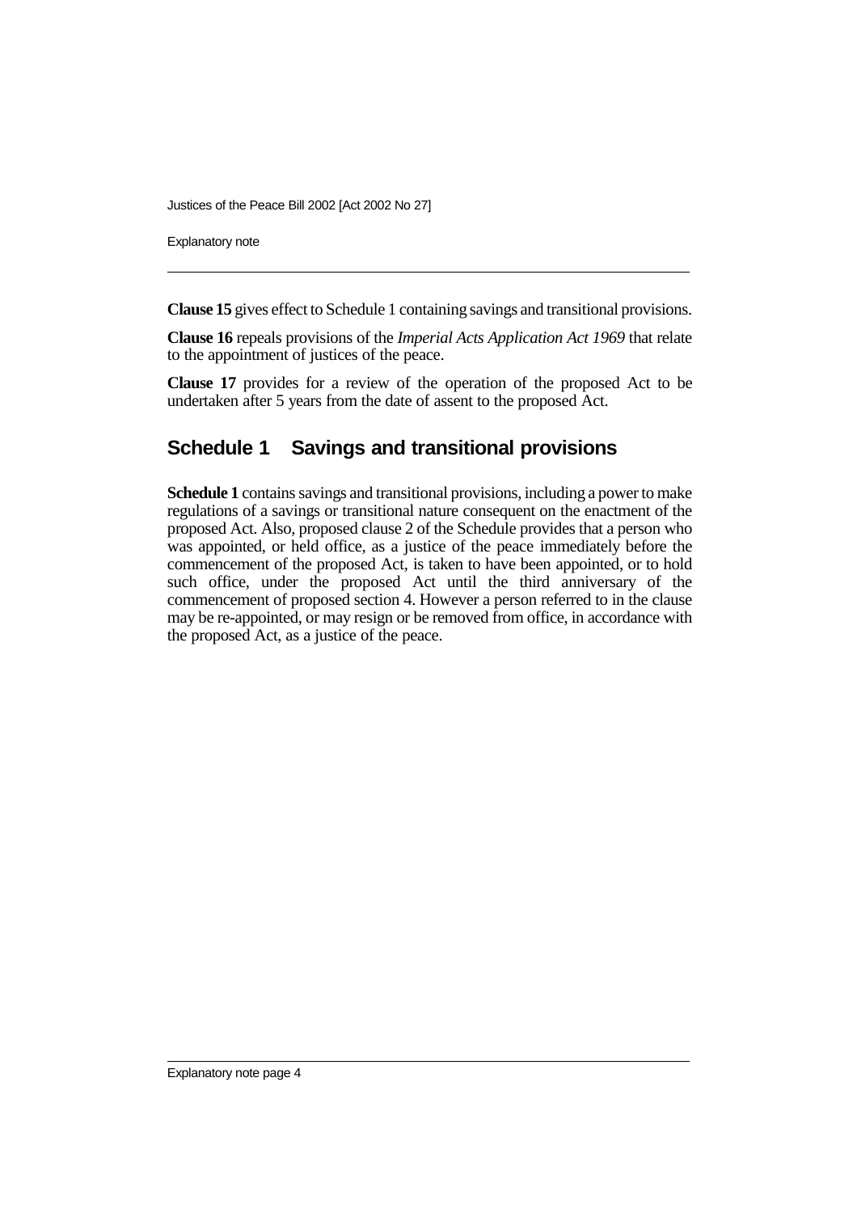**Clause 15** gives effect to Schedule 1 containing savings and transitional provisions.

**Clause 16** repeals provisions of the *Imperial Acts Application Act 1969* that relate to the appointment of justices of the peace.

**Clause 17** provides for a review of the operation of the proposed Act to be undertaken after 5 years from the date of assent to the proposed Act.

## Schedule 1 Savings and transitional provisions

**Schedule 1** contains savings and transitional provisions, including a power to make regulations of a savings or transitional nature consequent on the enactment of the proposed Act. Also, proposed clause 2 of the Schedule provides that a person who was appointed, or held office, as a justice of the peace immediately before the commencement of the proposed Act, is taken to have been appointed, or to hold such office, under the proposed Act until the third anniversary of the commencement of proposed section 4. However a person referred to in the clause may be re-appointed, or may resign or be removed from office, in accordance with the proposed Act, as a justice of the peace.